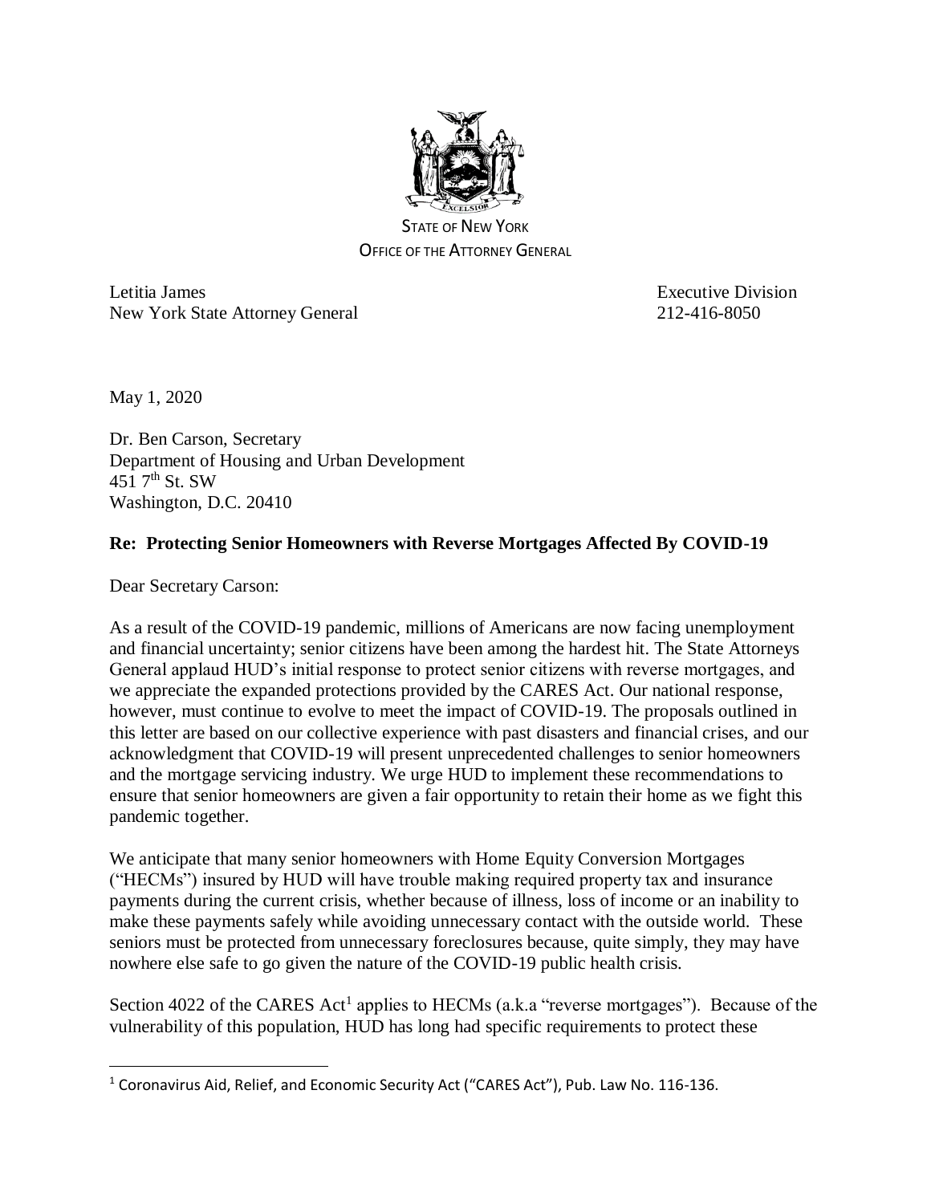STATE OF NEW YORK
OFFICE OF THE ATTORNEY GENERAL

Letitia James
New York State Attorney General

Executive Division
212-416-8050

May 1, 2020

Dr. Ben Carson, Secretary
Department of Housing and Urban Development
451 7th St. SW
Washington, D.C. 20410

**Re: Protecting Senior Homeowners with Reverse Mortgages Affected By COVID-19**

Dear Secretary Carson:

As a result of the COVID-19 pandemic, millions of Americans are now facing unemployment and financial uncertainty; senior citizens have been among the hardest hit. The State Attorneys General applaud HUD's initial response to protect senior citizens with reverse mortgages, and we appreciate the expanded protections provided by the CARES Act. Our national response, however, must continue to evolve to meet the impact of COVID-19. The proposals outlined in this letter are based on our collective experience with past disasters and financial crises, and our acknowledgment that COVID-19 will present unprecedented challenges to senior homeowners and the mortgage servicing industry. We urge HUD to implement these recommendations to ensure that senior homeowners are given a fair opportunity to retain their home as we fight this pandemic together.

We anticipate that many senior homeowners with Home Equity Conversion Mortgages ("HECMs") insured by HUD will have trouble making required property tax and insurance payments during the current crisis, whether because of illness, loss of income or an inability to make these payments safely while avoiding unnecessary contact with the outside world. These seniors must be protected from unnecessary foreclosures because, quite simply, they may have nowhere else safe to go given the nature of the COVID-19 public health crisis.

Section 4022 of the CARES Act[1] applies to HECMs (a.k.a "reverse mortgages"). Because of the vulnerability of this population, HUD has long had specific requirements to protect these

[1] Coronavirus Aid, Relief, and Economic Security Act ("CARES Act"), Pub. Law No. 116-136.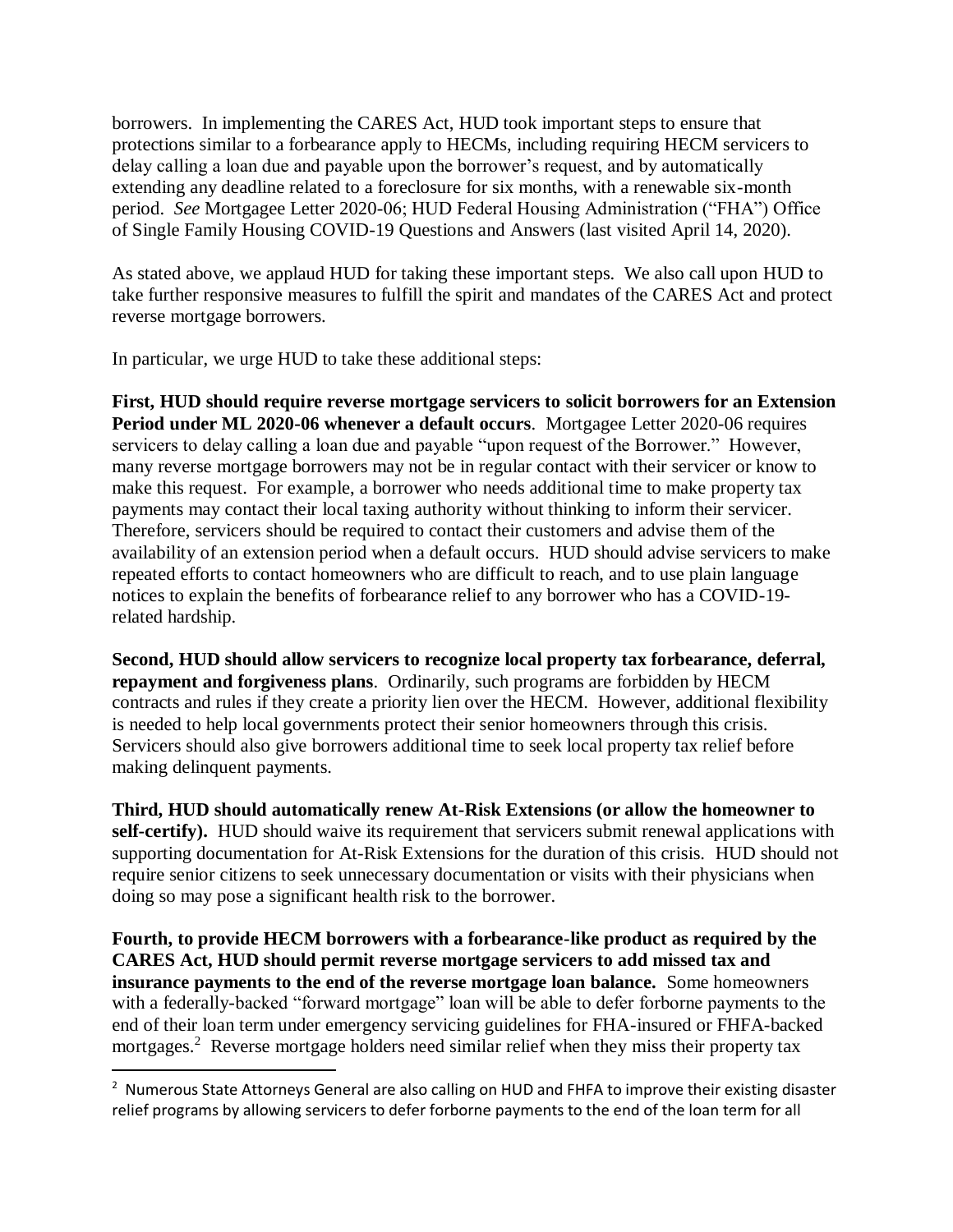borrowers. In implementing the CARES Act, HUD took important steps to ensure that protections similar to a forbearance apply to HECMs, including requiring HECM servicers to delay calling a loan due and payable upon the borrower's request, and by automatically extending any deadline related to a foreclosure for six months, with a renewable six-month period. *See* Mortgagee Letter 2020-06; HUD Federal Housing Administration ("FHA") Office of Single Family Housing COVID-19 Questions and Answers (last visited April 14, 2020).

As stated above, we applaud HUD for taking these important steps. We also call upon HUD to take further responsive measures to fulfill the spirit and mandates of the CARES Act and protect reverse mortgage borrowers.

In particular, we urge HUD to take these additional steps:

**First, HUD should require reverse mortgage servicers to solicit borrowers for an Extension Period under ML 2020-06 whenever a default occurs**. Mortgagee Letter 2020-06 requires servicers to delay calling a loan due and payable "upon request of the Borrower." However, many reverse mortgage borrowers may not be in regular contact with their servicer or know to make this request. For example, a borrower who needs additional time to make property tax payments may contact their local taxing authority without thinking to inform their servicer. Therefore, servicers should be required to contact their customers and advise them of the availability of an extension period when a default occurs. HUD should advise servicers to make repeated efforts to contact homeowners who are difficult to reach, and to use plain language notices to explain the benefits of forbearance relief to any borrower who has a COVID-19-related hardship.

**Second, HUD should allow servicers to recognize local property tax forbearance, deferral, repayment and forgiveness plans**. Ordinarily, such programs are forbidden by HECM contracts and rules if they create a priority lien over the HECM. However, additional flexibility is needed to help local governments protect their senior homeowners through this crisis. Servicers should also give borrowers additional time to seek local property tax relief before making delinquent payments.

**Third, HUD should automatically renew At-Risk Extensions (or allow the homeowner to self-certify).** HUD should waive its requirement that servicers submit renewal applications with supporting documentation for At-Risk Extensions for the duration of this crisis. HUD should not require senior citizens to seek unnecessary documentation or visits with their physicians when doing so may pose a significant health risk to the borrower.

**Fourth, to provide HECM borrowers with a forbearance-like product as required by the CARES Act, HUD should permit reverse mortgage servicers to add missed tax and insurance payments to the end of the reverse mortgage loan balance.** Some homeowners with a federally-backed "forward mortgage" loan will be able to defer forborne payments to the end of their loan term under emergency servicing guidelines for FHA-insured or FHFA-backed mortgages.[2] Reverse mortgage holders need similar relief when they miss their property tax

[2] Numerous State Attorneys General are also calling on HUD and FHFA to improve their existing disaster relief programs by allowing servicers to defer forborne payments to the end of the loan term for all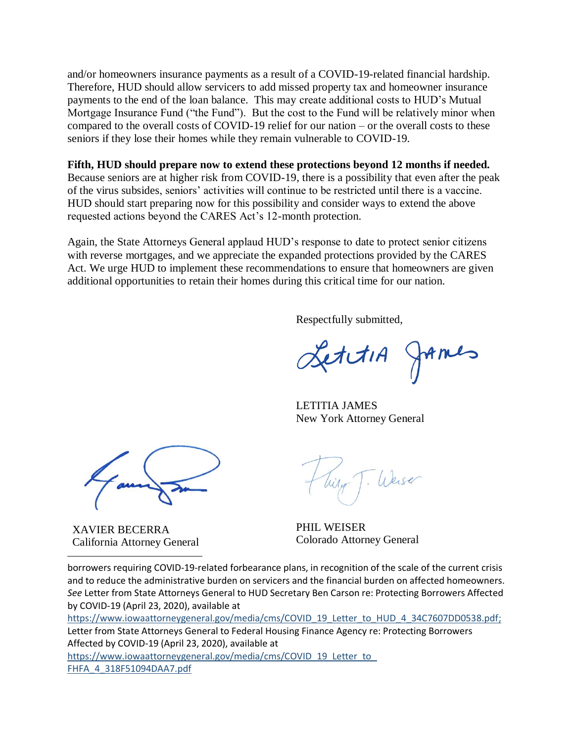and/or homeowners insurance payments as a result of a COVID-19-related financial hardship. Therefore, HUD should allow servicers to add missed property tax and homeowner insurance payments to the end of the loan balance. This may create additional costs to HUD's Mutual Mortgage Insurance Fund ("the Fund"). But the cost to the Fund will be relatively minor when compared to the overall costs of COVID-19 relief for our nation – or the overall costs to these seniors if they lose their homes while they remain vulnerable to COVID-19.

**Fifth, HUD should prepare now to extend these protections beyond 12 months if needed.** Because seniors are at higher risk from COVID-19, there is a possibility that even after the peak of the virus subsides, seniors' activities will continue to be restricted until there is a vaccine. HUD should start preparing now for this possibility and consider ways to extend the above requested actions beyond the CARES Act's 12-month protection.

Again, the State Attorneys General applaud HUD's response to date to protect senior citizens with reverse mortgages, and we appreciate the expanded protections provided by the CARES Act. We urge HUD to implement these recommendations to ensure that homeowners are given additional opportunities to retain their homes during this critical time for our nation.

Respectfully submitted,

LETITIA JAMES
New York Attorney General

XAVIER BECERRA
California Attorney General

PHIL WEISER
Colorado Attorney General

---

borrowers requiring COVID-19-related forbearance plans, in recognition of the scale of the current crisis and to reduce the administrative burden on servicers and the financial burden on affected homeowners. *See* Letter from State Attorneys General to HUD Secretary Ben Carson re: Protecting Borrowers Affected by COVID-19 (April 23, 2020), available at https://www.iowaattorneygeneral.gov/media/cms/COVID_19_Letter_to_HUD_4_34C7607DD0538.pdf; Letter from State Attorneys General to Federal Housing Finance Agency re: Protecting Borrowers Affected by COVID-19 (April 23, 2020), available at https://www.iowaattorneygeneral.gov/media/cms/COVID_19_Letter_to_FHFA_4_318F51094DAA7.pdf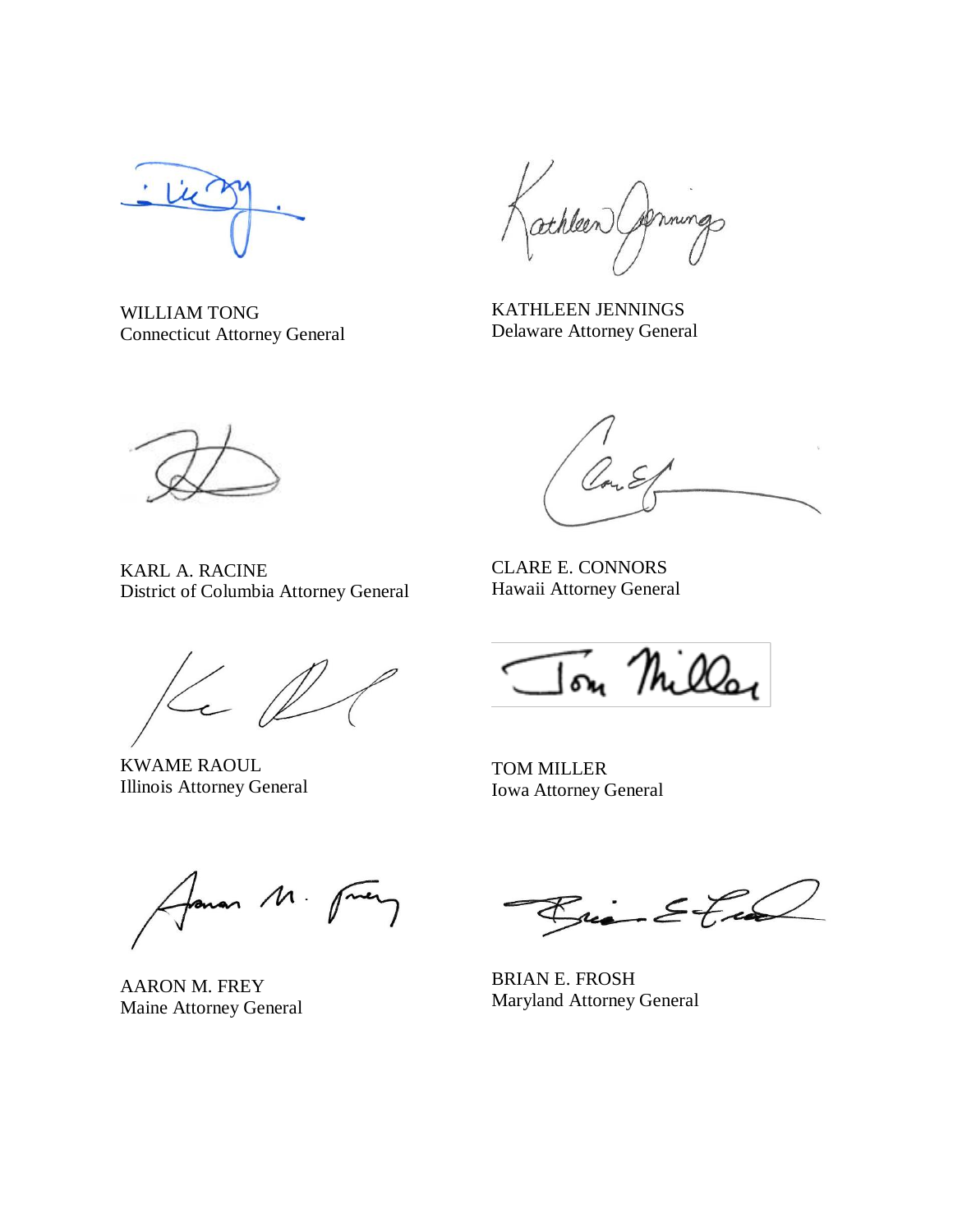WILLIAM TONG
Connecticut Attorney General

KATHLEEN JENNINGS
Delaware Attorney General

KARL A. RACINE
District of Columbia Attorney General

CLARE E. CONNORS
Hawaii Attorney General

KWAME RAOUL
Illinois Attorney General

TOM MILLER
Iowa Attorney General

AARON M. FREY
Maine Attorney General

BRIAN E. FROSH
Maryland Attorney General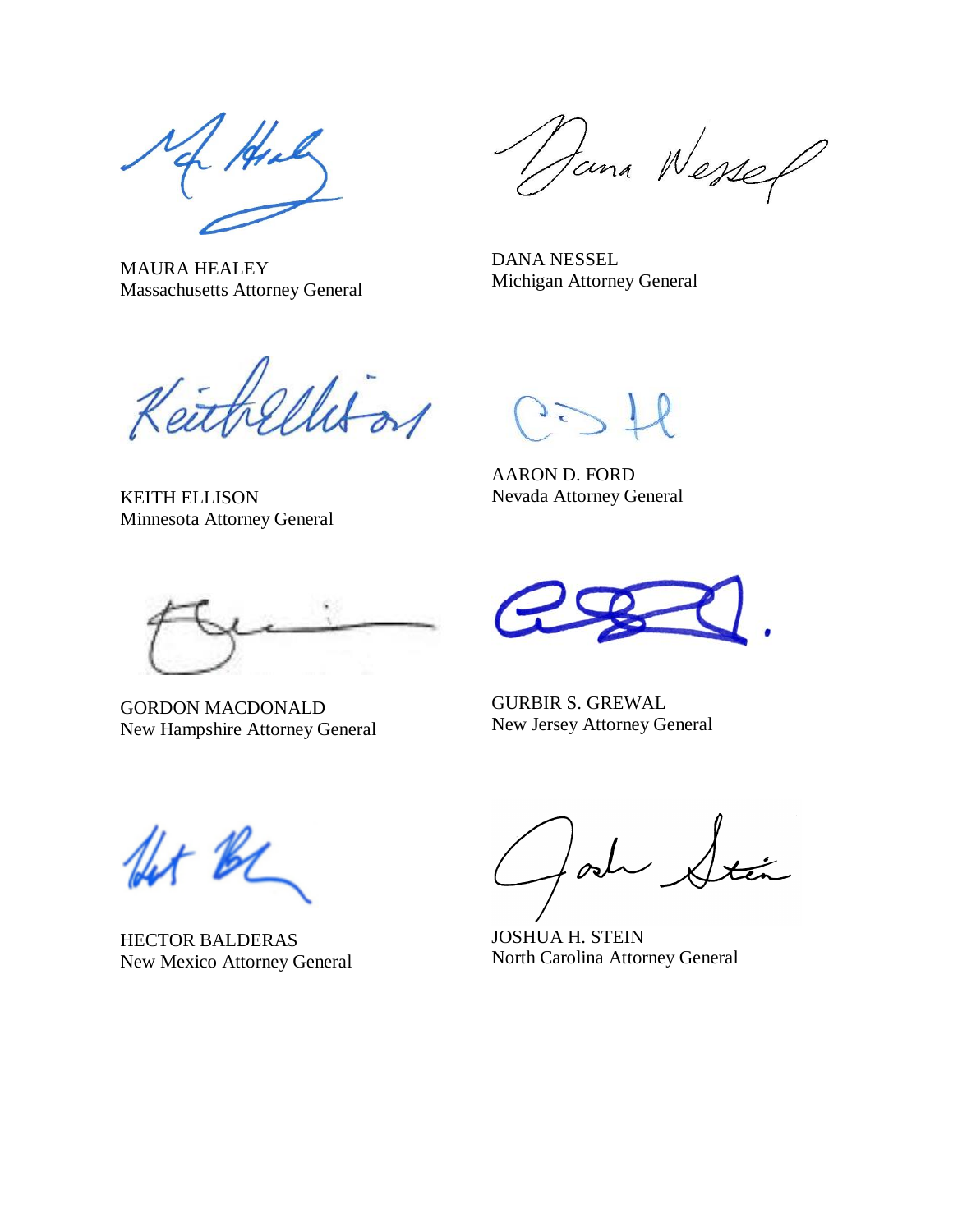MAURA HEALEY
Massachusetts Attorney General

DANA NESSEL
Michigan Attorney General

KEITH ELLISON
Minnesota Attorney General

AARON D. FORD
Nevada Attorney General

GORDON MACDONALD
New Hampshire Attorney General

GURBIR S. GREWAL
New Jersey Attorney General

HECTOR BALDERAS
New Mexico Attorney General

JOSHUA H. STEIN
North Carolina Attorney General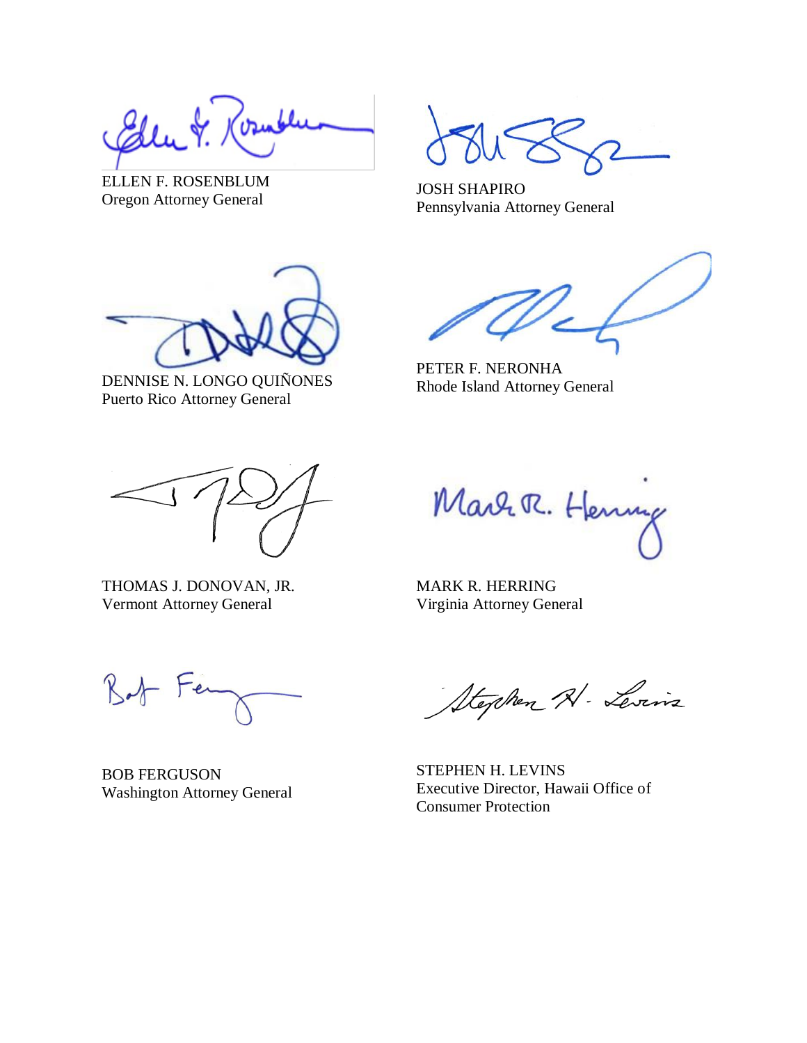ELLEN F. ROSENBLUM
Oregon Attorney General

JOSH SHAPIRO
Pennsylvania Attorney General

DENNISE N. LONGO QUIÑONES
Puerto Rico Attorney General

PETER F. NERONHA
Rhode Island Attorney General

THOMAS J. DONOVAN, JR.
Vermont Attorney General

MARK R. HERRING
Virginia Attorney General

BOB FERGUSON
Washington Attorney General

STEPHEN H. LEVINS
Executive Director, Hawaii Office of Consumer Protection